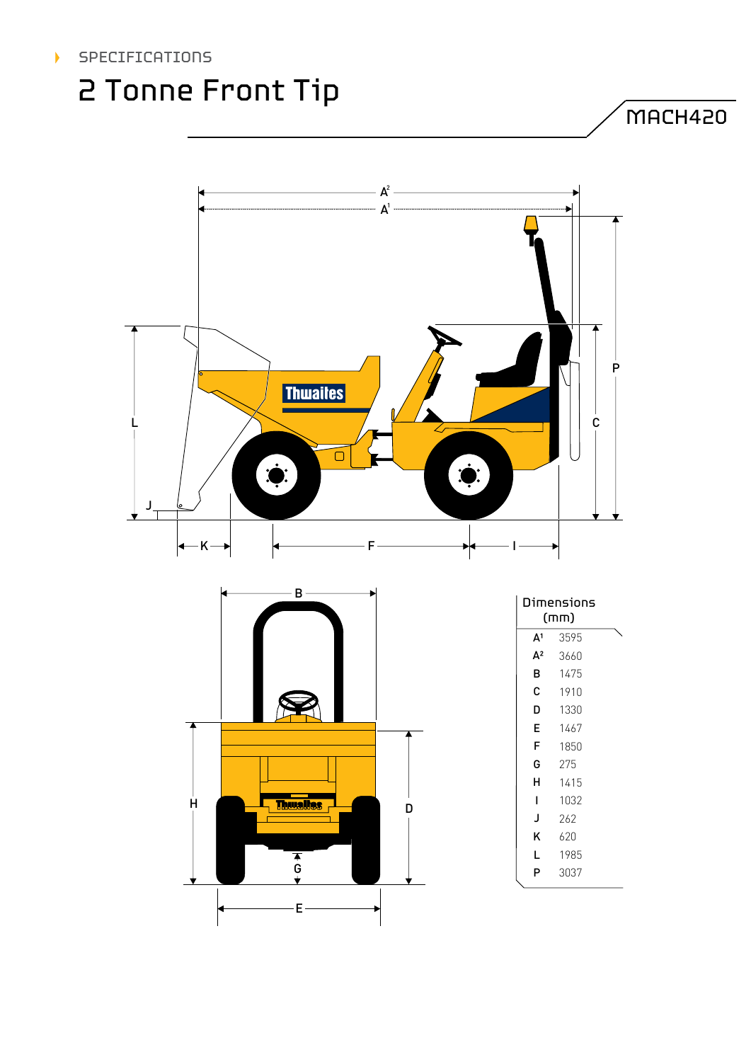SPECIFICATIONS

# 2 Tonne Front Tip

MACH420

| Dimensions (mm) | |
|---|---|
| $A^1$ | 3595 |
| $A^2$ | 3660 |
| B | 1475 |
| C | 1910 |
| D | 1330 |
| E | 1467 |
| F | 1850 |
| G | 275 |
| H | 1415 |
| I | 1032 |
| J | 262 |
| K | 620 |
| L | 1985 |
| P | 3037 |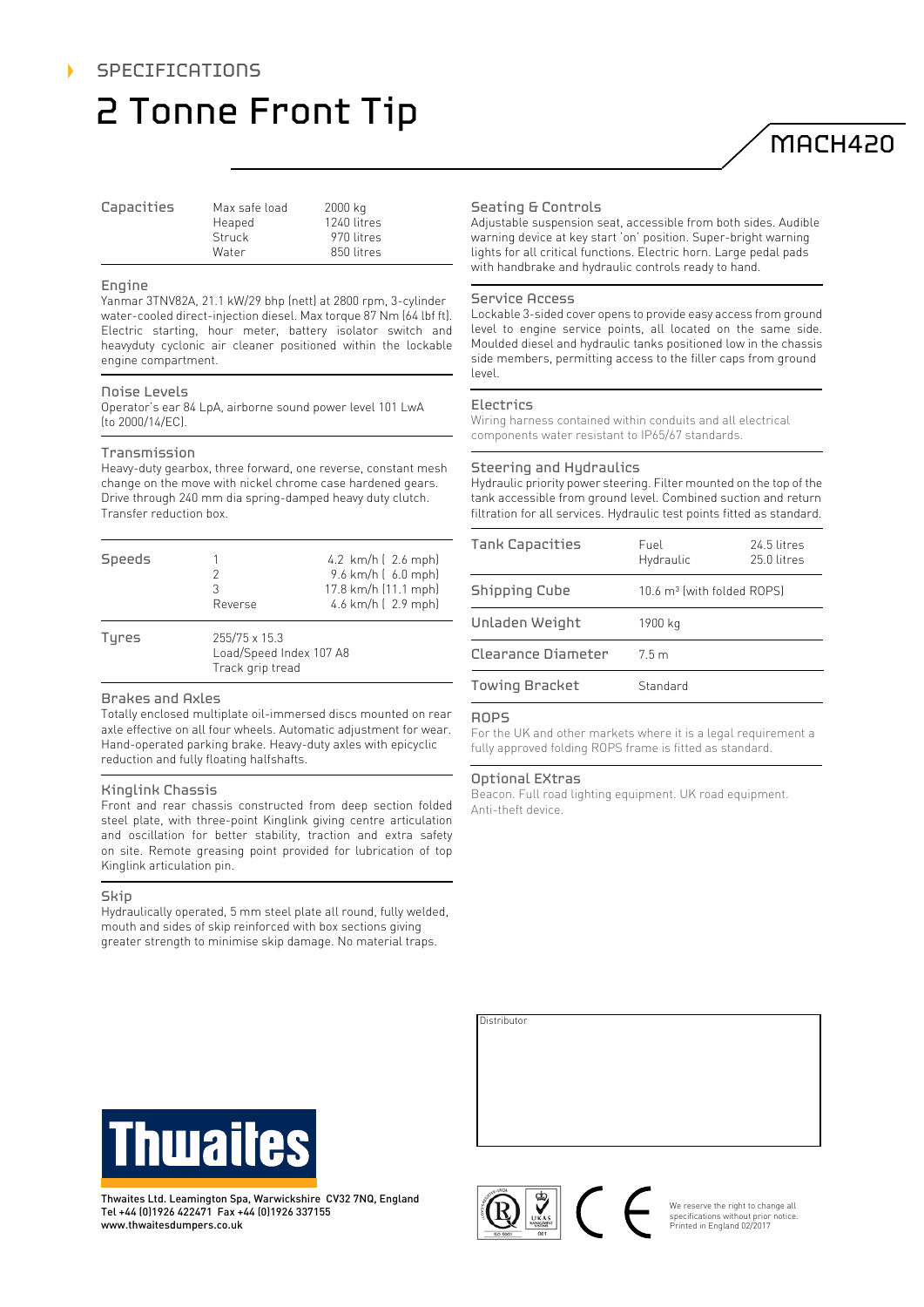SPECIFICATIONS

# 2 Tonne Front Tip

MACH420

## Capacities

| | |
|---|---|
| Max safe load | 2000 kg |
| Heaped | 1240 litres |
| Struck | 970 litres |
| Water | 850 litres |

### Engine

Yanmar 3TNV82A, 21.1 kW/29 bhp (nett) at 2800 rpm, 3-cylinder water-cooled direct-injection diesel. Max torque 87 Nm (64 lbf ft). Electric starting, hour meter, battery isolator switch and heavyduty cyclonic air cleaner positioned within the lockable engine compartment.

### Noise Levels

Operator's ear 84 LpA, airborne sound power level 101 LwA (to 2000/14/EC).

### Transmission

Heavy-duty gearbox, three forward, one reverse, constant mesh change on the move with nickel chrome case hardened gears. Drive through 240 mm dia spring-damped heavy duty clutch. Transfer reduction box.

## Speeds

| | |
|---|---|
| 1 | 4.2 km/h ( 2.6 mph) |
| 2 | 9.6 km/h ( 6.0 mph) |
| 3 | 17.8 km/h (11.1 mph) |
| Reverse | 4.6 km/h ( 2.9 mph) |

## Tyres

255/75 x 15.3
Load/Speed Index 107 A8
Track grip tread

### Brakes and Axles

Totally enclosed multiplate oil-immersed discs mounted on rear axle effective on all four wheels. Automatic adjustment for wear. Hand-operated parking brake. Heavy-duty axles with epicyclic reduction and fully floating halfshafts.

### Kinglink Chassis

Front and rear chassis constructed from deep section folded steel plate, with three-point Kinglink giving centre articulation and oscillation for better stability, traction and extra safety on site. Remote greasing point provided for lubrication of top Kinglink articulation pin.

### Skip

Hydraulically operated, 5 mm steel plate all round, fully welded, mouth and sides of skip reinforced with box sections giving greater strength to minimise skip damage. No material traps.

### Seating & Controls

Adjustable suspension seat, accessible from both sides. Audible warning device at key start 'on' position. Super-bright warning lights for all critical functions. Electric horn. Large pedal pads with handbrake and hydraulic controls ready to hand.

### Service Access

Lockable 3-sided cover opens to provide easy access from ground level to engine service points, all located on the same side. Moulded diesel and hydraulic tanks positioned low in the chassis side members, permitting access to the filler caps from ground level.

### Electrics

Wiring harness contained within conduits and all electrical components water resistant to IP65/67 standards.

### Steering and Hydraulics

Hydraulic priority power steering. Filter mounted on the top of the tank accessible from ground level. Combined suction and return filtration for all services. Hydraulic test points fitted as standard.

| | | |
|---|---|---|
| Tank Capacities | Fuel | 24.5 litres |
| | Hydraulic | 25.0 litres |
| Shipping Cube | 10.6 m³ (with folded ROPS) | |
| Unladen Weight | 1900 kg | |
| Clearance Diameter | 7.5 m | |
| Towing Bracket | Standard | |

### ROPS

For the UK and other markets where it is a legal requirement a fully approved folding ROPS frame is fitted as standard.

### Optional Extras

Beacon. Full road lighting equipment. UK road equipment. Anti-theft device.

Distributor

Thwaites

Thwaites Ltd. Leamington Spa, Warwickshire CV32 7NQ, England
Tel +44 (0)1926 422471 Fax +44 (0)1926 337155
www.thwaitesdumpers.co.uk

We reserve the right to change all specifications without prior notice.
Printed in England 02/2017